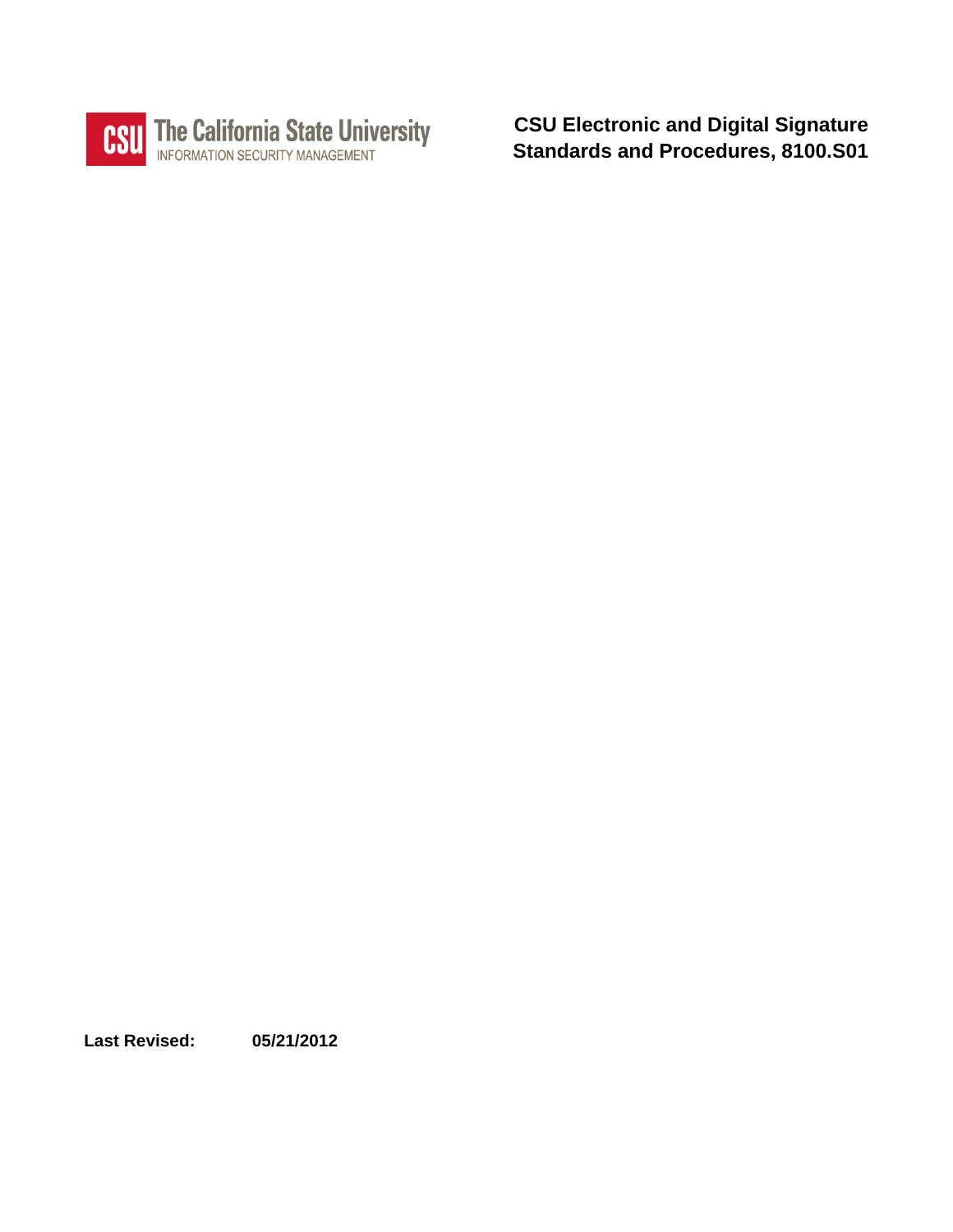The California State University
INFORMATION SECURITY MANAGEMENT

# CSU Electronic and Digital Signature Standards and Procedures, 8100.S01

**Last Revised:** **05/21/2012**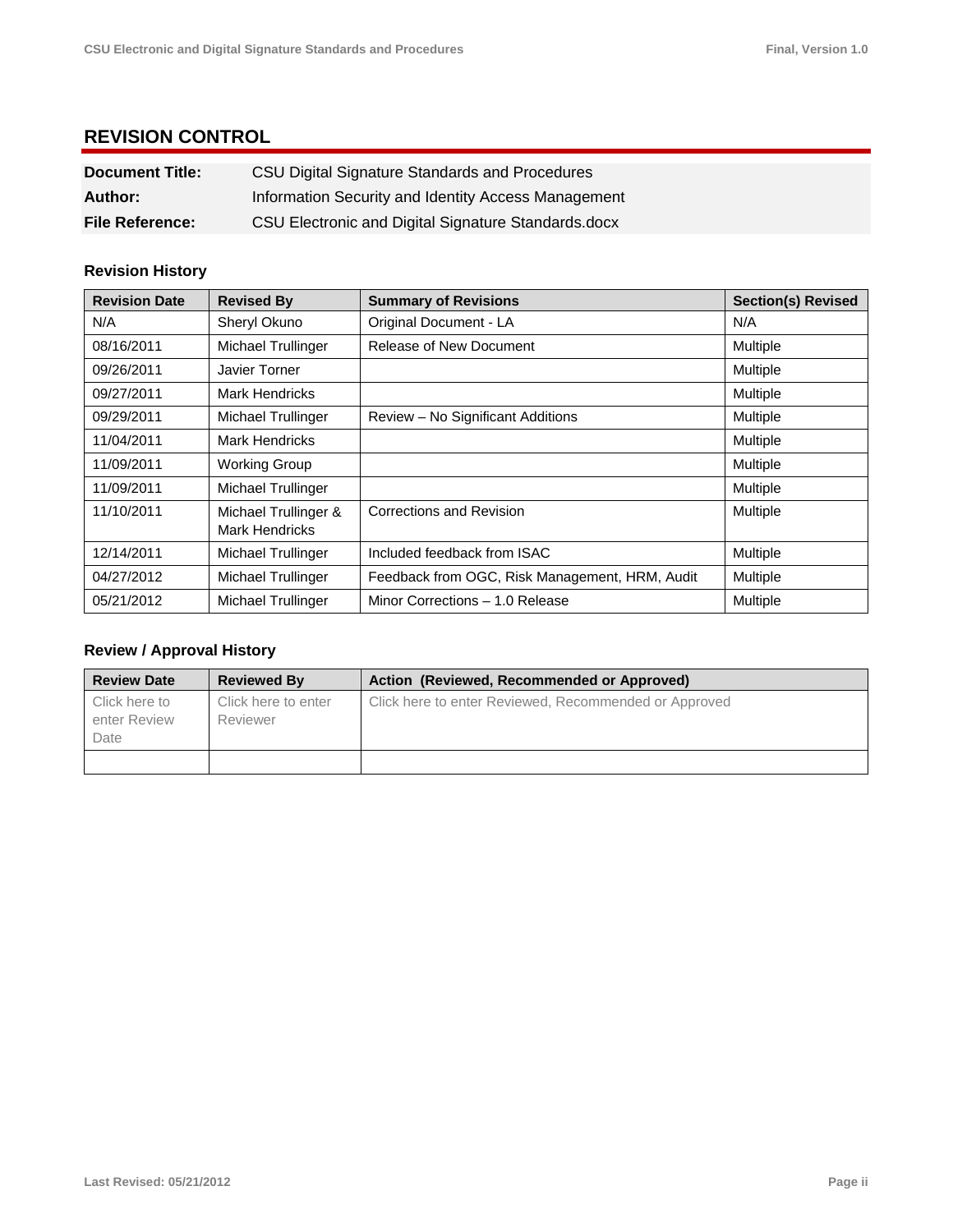## REVISION CONTROL

| | |
|---|---|
| **Document Title:** | CSU Digital Signature Standards and Procedures |
| **Author:** | Information Security and Identity Access Management |
| **File Reference:** | CSU Electronic and Digital Signature Standards.docx |

### Revision History

| Revision Date | Revised By | Summary of Revisions | Section(s) Revised |
|---|---|---|---|
| N/A | Sheryl Okuno | Original Document - LA | N/A |
| 08/16/2011 | Michael Trullinger | Release of New Document | Multiple |
| 09/26/2011 | Javier Torner | | Multiple |
| 09/27/2011 | Mark Hendricks | | Multiple |
| 09/29/2011 | Michael Trullinger | Review – No Significant Additions | Multiple |
| 11/04/2011 | Mark Hendricks | | Multiple |
| 11/09/2011 | Working Group | | Multiple |
| 11/09/2011 | Michael Trullinger | | Multiple |
| 11/10/2011 | Michael Trullinger & Mark Hendricks | Corrections and Revision | Multiple |
| 12/14/2011 | Michael Trullinger | Included feedback from ISAC | Multiple |
| 04/27/2012 | Michael Trullinger | Feedback from OGC, Risk Management, HRM, Audit | Multiple |
| 05/21/2012 | Michael Trullinger | Minor Corrections – 1.0 Release | Multiple |

### Review / Approval History

| Review Date | Reviewed By | Action (Reviewed, Recommended or Approved) |
|---|---|---|
| Click here to enter Review Date | Click here to enter Reviewer | Click here to enter Reviewed, Recommended or Approved |
| | | |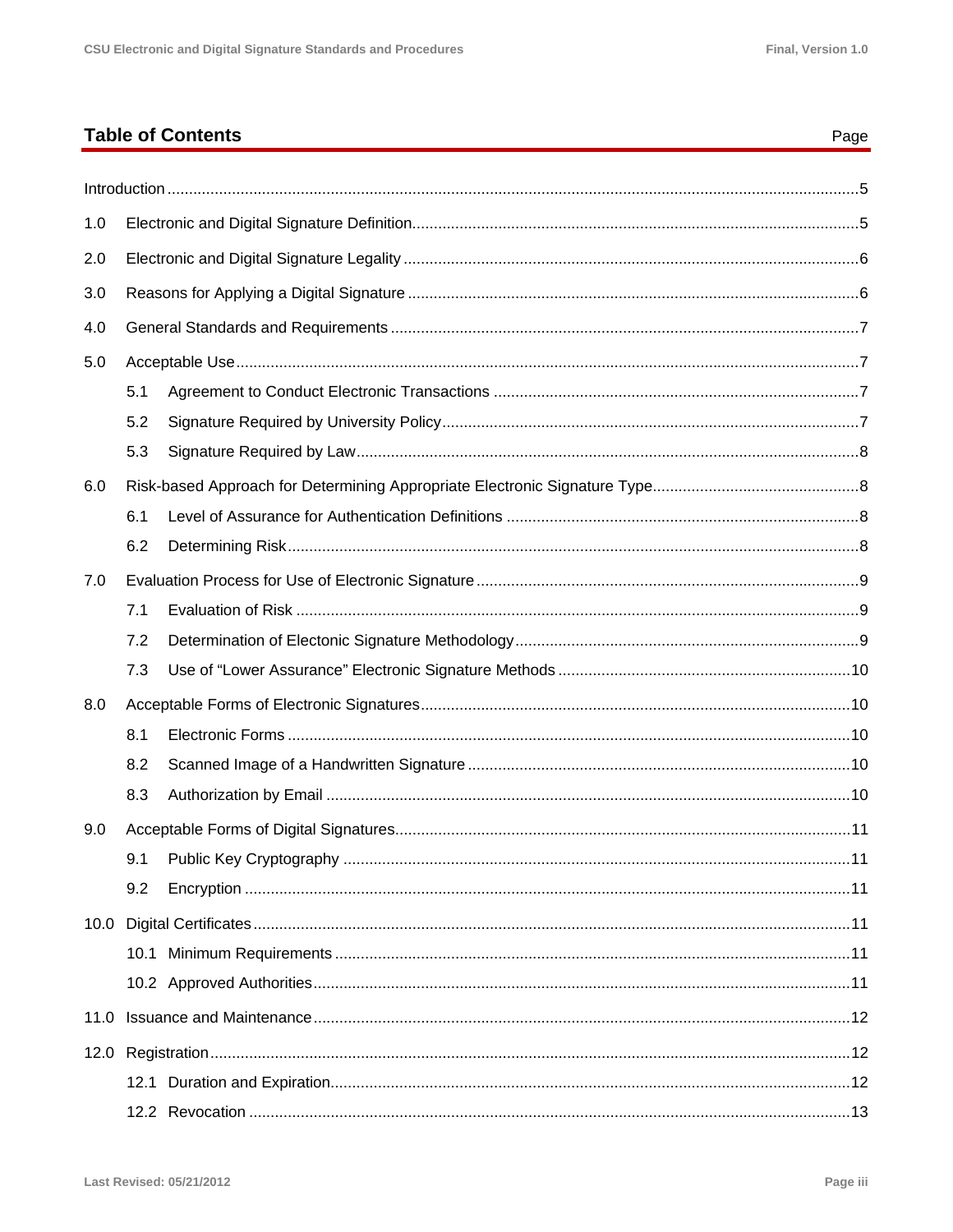## Table of Contents

Page

Introduction ..... 5

1.0 Electronic and Digital Signature Definition ..... 5

2.0 Electronic and Digital Signature Legality ..... 6

3.0 Reasons for Applying a Digital Signature ..... 6

4.0 General Standards and Requirements ..... 7

5.0 Acceptable Use ..... 7

- 5.1 Agreement to Conduct Electronic Transactions ..... 7
- 5.2 Signature Required by University Policy ..... 7
- 5.3 Signature Required by Law ..... 8

6.0 Risk-based Approach for Determining Appropriate Electronic Signature Type ..... 8

- 6.1 Level of Assurance for Authentication Definitions ..... 8
- 6.2 Determining Risk ..... 8

7.0 Evaluation Process for Use of Electronic Signature ..... 9

- 7.1 Evaluation of Risk ..... 9
- 7.2 Determination of Electonic Signature Methodology ..... 9
- 7.3 Use of “Lower Assurance” Electronic Signature Methods ..... 10

8.0 Acceptable Forms of Electronic Signatures ..... 10

- 8.1 Electronic Forms ..... 10
- 8.2 Scanned Image of a Handwritten Signature ..... 10
- 8.3 Authorization by Email ..... 10

9.0 Acceptable Forms of Digital Signatures ..... 11

- 9.1 Public Key Cryptography ..... 11
- 9.2 Encryption ..... 11

10.0 Digital Certificates ..... 11

- 10.1 Minimum Requirements ..... 11
- 10.2 Approved Authorities ..... 11

11.0 Issuance and Maintenance ..... 12

12.0 Registration ..... 12

- 12.1 Duration and Expiration ..... 12
- 12.2 Revocation ..... 13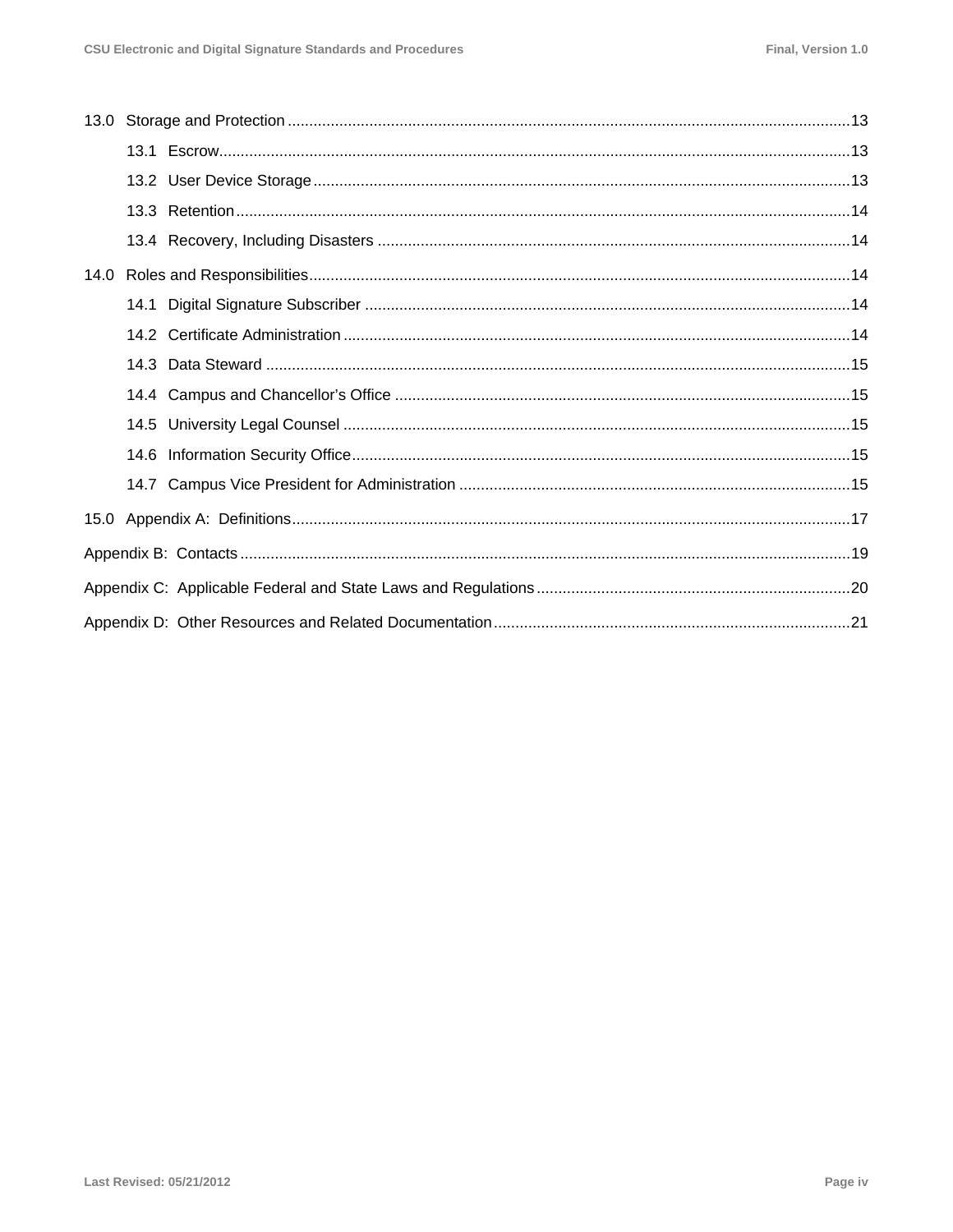13.0 Storage and Protection ..... 13

- 13.1 Escrow ..... 13
- 13.2 User Device Storage ..... 13
- 13.3 Retention ..... 14
- 13.4 Recovery, Including Disasters ..... 14

14.0 Roles and Responsibilities ..... 14

- 14.1 Digital Signature Subscriber ..... 14
- 14.2 Certificate Administration ..... 14
- 14.3 Data Steward ..... 15
- 14.4 Campus and Chancellor's Office ..... 15
- 14.5 University Legal Counsel ..... 15
- 14.6 Information Security Office ..... 15
- 14.7 Campus Vice President for Administration ..... 15

15.0 Appendix A: Definitions ..... 17

Appendix B: Contacts ..... 19

Appendix C: Applicable Federal and State Laws and Regulations ..... 20

Appendix D: Other Resources and Related Documentation ..... 21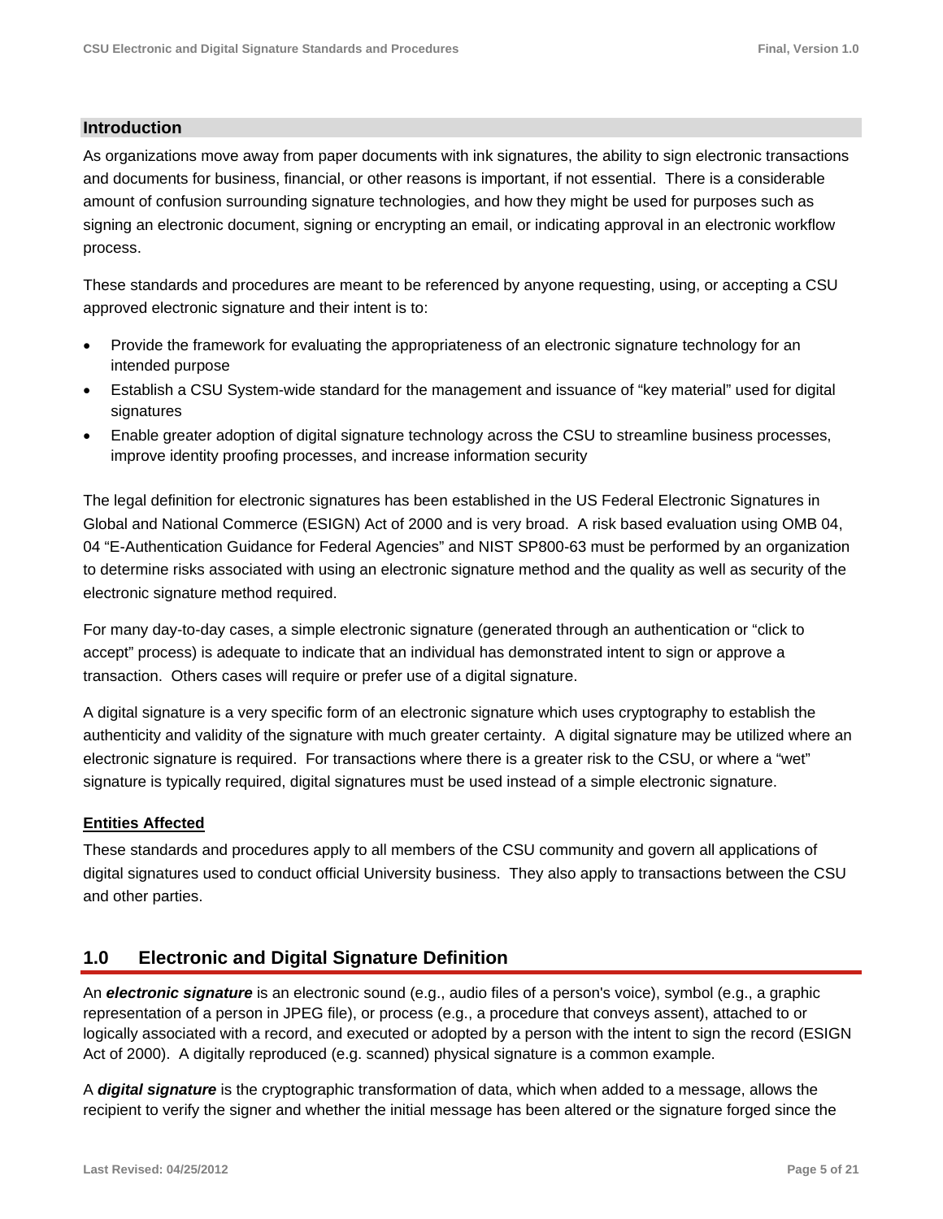## Introduction

As organizations move away from paper documents with ink signatures, the ability to sign electronic transactions and documents for business, financial, or other reasons is important, if not essential. There is a considerable amount of confusion surrounding signature technologies, and how they might be used for purposes such as signing an electronic document, signing or encrypting an email, or indicating approval in an electronic workflow process.

These standards and procedures are meant to be referenced by anyone requesting, using, or accepting a CSU approved electronic signature and their intent is to:

- Provide the framework for evaluating the appropriateness of an electronic signature technology for an intended purpose
- Establish a CSU System-wide standard for the management and issuance of "key material" used for digital signatures
- Enable greater adoption of digital signature technology across the CSU to streamline business processes, improve identity proofing processes, and increase information security

The legal definition for electronic signatures has been established in the US Federal Electronic Signatures in Global and National Commerce (ESIGN) Act of 2000 and is very broad. A risk based evaluation using OMB 04, 04 "E-Authentication Guidance for Federal Agencies" and NIST SP800-63 must be performed by an organization to determine risks associated with using an electronic signature method and the quality as well as security of the electronic signature method required.

For many day-to-day cases, a simple electronic signature (generated through an authentication or "click to accept" process) is adequate to indicate that an individual has demonstrated intent to sign or approve a transaction. Others cases will require or prefer use of a digital signature.

A digital signature is a very specific form of an electronic signature which uses cryptography to establish the authenticity and validity of the signature with much greater certainty. A digital signature may be utilized where an electronic signature is required. For transactions where there is a greater risk to the CSU, or where a "wet" signature is typically required, digital signatures must be used instead of a simple electronic signature.

### Entities Affected

These standards and procedures apply to all members of the CSU community and govern all applications of digital signatures used to conduct official University business. They also apply to transactions between the CSU and other parties.

## 1.0 Electronic and Digital Signature Definition

An ***electronic signature*** is an electronic sound (e.g., audio files of a person's voice), symbol (e.g., a graphic representation of a person in JPEG file), or process (e.g., a procedure that conveys assent), attached to or logically associated with a record, and executed or adopted by a person with the intent to sign the record (ESIGN Act of 2000). A digitally reproduced (e.g. scanned) physical signature is a common example.

A ***digital signature*** is the cryptographic transformation of data, which when added to a message, allows the recipient to verify the signer and whether the initial message has been altered or the signature forged since the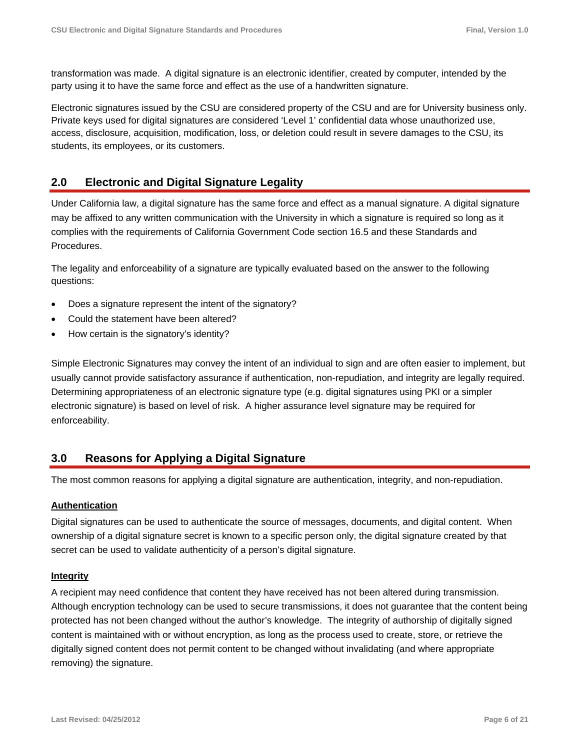transformation was made. A digital signature is an electronic identifier, created by computer, intended by the party using it to have the same force and effect as the use of a handwritten signature.

Electronic signatures issued by the CSU are considered property of the CSU and are for University business only. Private keys used for digital signatures are considered 'Level 1' confidential data whose unauthorized use, access, disclosure, acquisition, modification, loss, or deletion could result in severe damages to the CSU, its students, its employees, or its customers.

## 2.0 Electronic and Digital Signature Legality

Under California law, a digital signature has the same force and effect as a manual signature. A digital signature may be affixed to any written communication with the University in which a signature is required so long as it complies with the requirements of California Government Code section 16.5 and these Standards and Procedures.

The legality and enforceability of a signature are typically evaluated based on the answer to the following questions:

- Does a signature represent the intent of the signatory?
- Could the statement have been altered?
- How certain is the signatory's identity?

Simple Electronic Signatures may convey the intent of an individual to sign and are often easier to implement, but usually cannot provide satisfactory assurance if authentication, non-repudiation, and integrity are legally required. Determining appropriateness of an electronic signature type (e.g. digital signatures using PKI or a simpler electronic signature) is based on level of risk. A higher assurance level signature may be required for enforceability.

## 3.0 Reasons for Applying a Digital Signature

The most common reasons for applying a digital signature are authentication, integrity, and non-repudiation.

**Authentication**

Digital signatures can be used to authenticate the source of messages, documents, and digital content. When ownership of a digital signature secret is known to a specific person only, the digital signature created by that secret can be used to validate authenticity of a person's digital signature.

**Integrity**

A recipient may need confidence that content they have received has not been altered during transmission. Although encryption technology can be used to secure transmissions, it does not guarantee that the content being protected has not been changed without the author's knowledge. The integrity of authorship of digitally signed content is maintained with or without encryption, as long as the process used to create, store, or retrieve the digitally signed content does not permit content to be changed without invalidating (and where appropriate removing) the signature.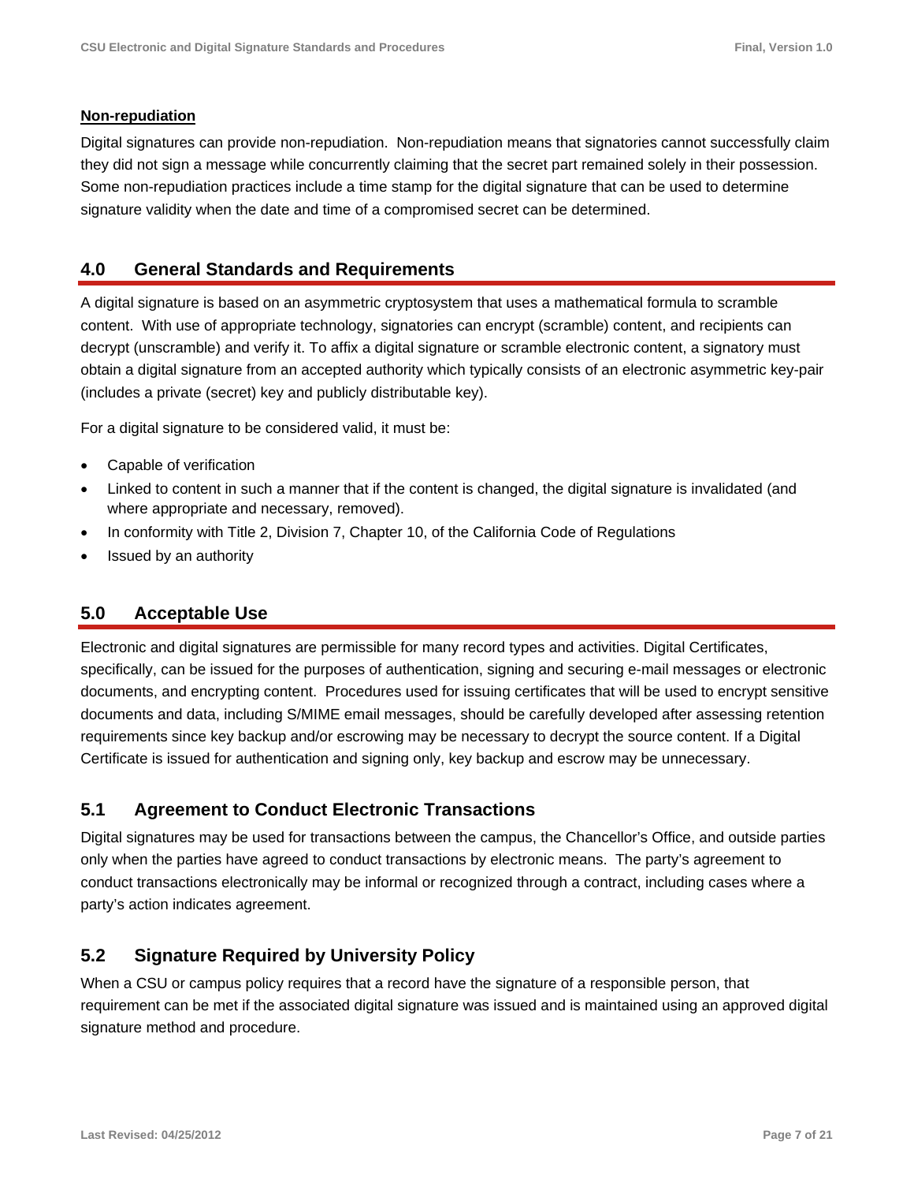**Non-repudiation**

Digital signatures can provide non-repudiation. Non-repudiation means that signatories cannot successfully claim they did not sign a message while concurrently claiming that the secret part remained solely in their possession. Some non-repudiation practices include a time stamp for the digital signature that can be used to determine signature validity when the date and time of a compromised secret can be determined.

## 4.0 General Standards and Requirements

A digital signature is based on an asymmetric cryptosystem that uses a mathematical formula to scramble content. With use of appropriate technology, signatories can encrypt (scramble) content, and recipients can decrypt (unscramble) and verify it. To affix a digital signature or scramble electronic content, a signatory must obtain a digital signature from an accepted authority which typically consists of an electronic asymmetric key-pair (includes a private (secret) key and publicly distributable key).

For a digital signature to be considered valid, it must be:

- Capable of verification
- Linked to content in such a manner that if the content is changed, the digital signature is invalidated (and where appropriate and necessary, removed).
- In conformity with Title 2, Division 7, Chapter 10, of the California Code of Regulations
- Issued by an authority

## 5.0 Acceptable Use

Electronic and digital signatures are permissible for many record types and activities. Digital Certificates, specifically, can be issued for the purposes of authentication, signing and securing e-mail messages or electronic documents, and encrypting content. Procedures used for issuing certificates that will be used to encrypt sensitive documents and data, including S/MIME email messages, should be carefully developed after assessing retention requirements since key backup and/or escrowing may be necessary to decrypt the source content. If a Digital Certificate is issued for authentication and signing only, key backup and escrow may be unnecessary.

### 5.1 Agreement to Conduct Electronic Transactions

Digital signatures may be used for transactions between the campus, the Chancellor's Office, and outside parties only when the parties have agreed to conduct transactions by electronic means. The party's agreement to conduct transactions electronically may be informal or recognized through a contract, including cases where a party's action indicates agreement.

### 5.2 Signature Required by University Policy

When a CSU or campus policy requires that a record have the signature of a responsible person, that requirement can be met if the associated digital signature was issued and is maintained using an approved digital signature method and procedure.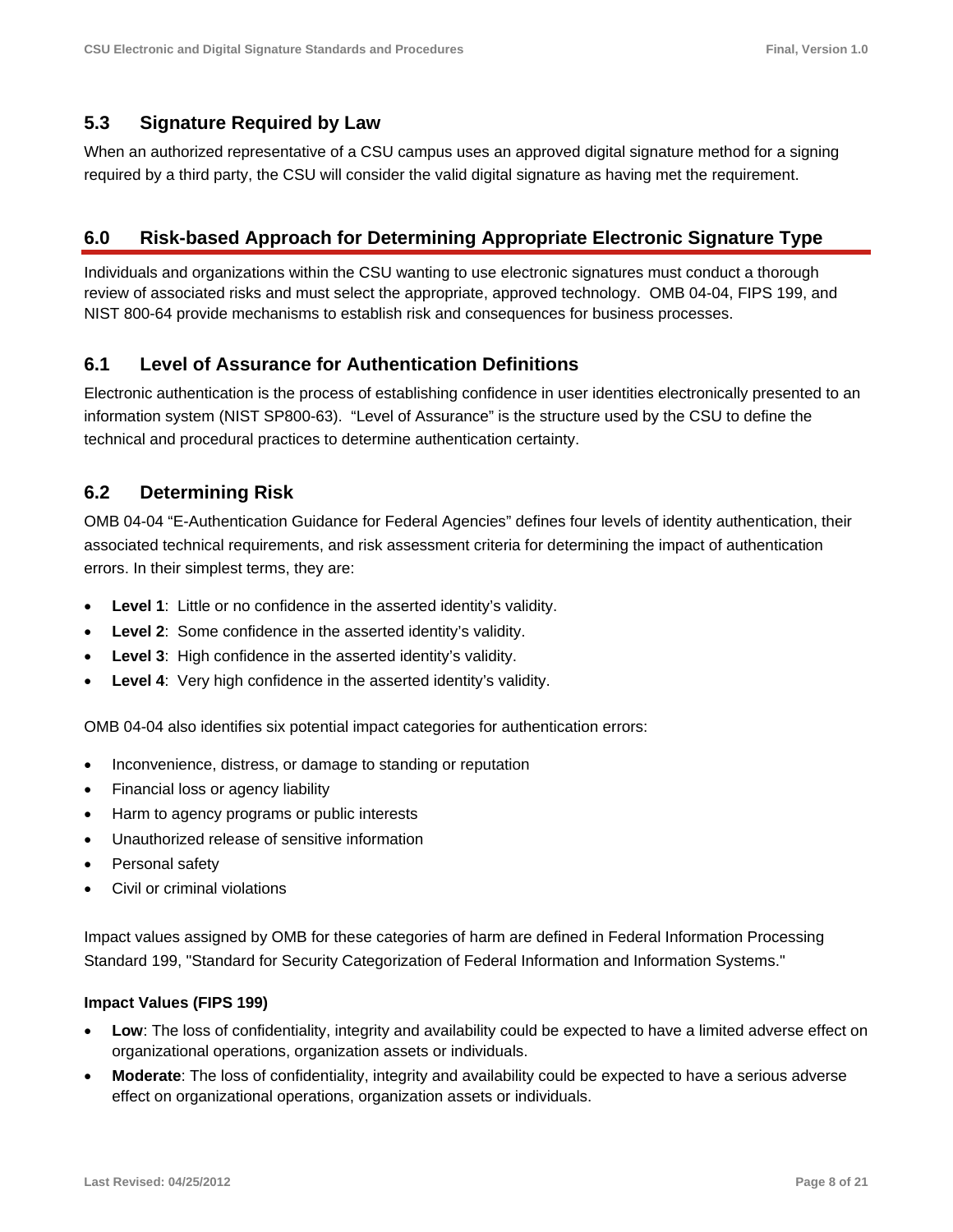### 5.3 Signature Required by Law

When an authorized representative of a CSU campus uses an approved digital signature method for a signing required by a third party, the CSU will consider the valid digital signature as having met the requirement.

## 6.0 Risk-based Approach for Determining Appropriate Electronic Signature Type

Individuals and organizations within the CSU wanting to use electronic signatures must conduct a thorough review of associated risks and must select the appropriate, approved technology. OMB 04-04, FIPS 199, and NIST 800-64 provide mechanisms to establish risk and consequences for business processes.

### 6.1 Level of Assurance for Authentication Definitions

Electronic authentication is the process of establishing confidence in user identities electronically presented to an information system (NIST SP800-63). "Level of Assurance" is the structure used by the CSU to define the technical and procedural practices to determine authentication certainty.

### 6.2 Determining Risk

OMB 04-04 "E-Authentication Guidance for Federal Agencies" defines four levels of identity authentication, their associated technical requirements, and risk assessment criteria for determining the impact of authentication errors. In their simplest terms, they are:

- **Level 1**: Little or no confidence in the asserted identity's validity.
- **Level 2**: Some confidence in the asserted identity's validity.
- **Level 3**: High confidence in the asserted identity's validity.
- **Level 4**: Very high confidence in the asserted identity's validity.

OMB 04-04 also identifies six potential impact categories for authentication errors:

- Inconvenience, distress, or damage to standing or reputation
- Financial loss or agency liability
- Harm to agency programs or public interests
- Unauthorized release of sensitive information
- Personal safety
- Civil or criminal violations

Impact values assigned by OMB for these categories of harm are defined in Federal Information Processing Standard 199, "Standard for Security Categorization of Federal Information and Information Systems."

**Impact Values (FIPS 199)**

- **Low**: The loss of confidentiality, integrity and availability could be expected to have a limited adverse effect on organizational operations, organization assets or individuals.
- **Moderate**: The loss of confidentiality, integrity and availability could be expected to have a serious adverse effect on organizational operations, organization assets or individuals.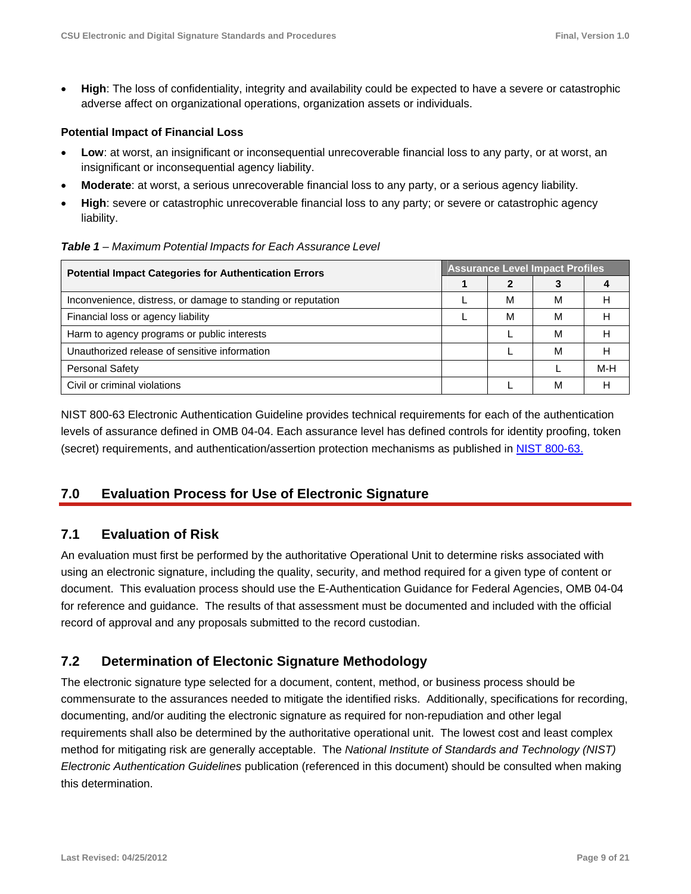- **High**: The loss of confidentiality, integrity and availability could be expected to have a severe or catastrophic adverse affect on organizational operations, organization assets or individuals.

**Potential Impact of Financial Loss**

- **Low**: at worst, an insignificant or inconsequential unrecoverable financial loss to any party, or at worst, an insignificant or inconsequential agency liability.
- **Moderate**: at worst, a serious unrecoverable financial loss to any party, or a serious agency liability.
- **High**: severe or catastrophic unrecoverable financial loss to any party; or severe or catastrophic agency liability.

***Table 1** – Maximum Potential Impacts for Each Assurance Level*

| Potential Impact Categories for Authentication Errors | Assurance Level Impact Profiles | | | |
|---|---|---|---|---|
| | 1 | 2 | 3 | 4 |
| Inconvenience, distress, or damage to standing or reputation | L | M | M | H |
| Financial loss or agency liability | L | M | M | H |
| Harm to agency programs or public interests | | L | M | H |
| Unauthorized release of sensitive information | | L | M | H |
| Personal Safety | | | L | M-H |
| Civil or criminal violations | | L | M | H |

NIST 800-63 Electronic Authentication Guideline provides technical requirements for each of the authentication levels of assurance defined in OMB 04-04. Each assurance level has defined controls for identity proofing, token (secret) requirements, and authentication/assertion protection mechanisms as published in NIST 800-63.

## 7.0 Evaluation Process for Use of Electronic Signature

### 7.1 Evaluation of Risk

An evaluation must first be performed by the authoritative Operational Unit to determine risks associated with using an electronic signature, including the quality, security, and method required for a given type of content or document. This evaluation process should use the E-Authentication Guidance for Federal Agencies, OMB 04-04 for reference and guidance. The results of that assessment must be documented and included with the official record of approval and any proposals submitted to the record custodian.

### 7.2 Determination of Electonic Signature Methodology

The electronic signature type selected for a document, content, method, or business process should be commensurate to the assurances needed to mitigate the identified risks. Additionally, specifications for recording, documenting, and/or auditing the electronic signature as required for non-repudiation and other legal requirements shall also be determined by the authoritative operational unit. The lowest cost and least complex method for mitigating risk are generally acceptable. The *National Institute of Standards and Technology (NIST) Electronic Authentication Guidelines* publication (referenced in this document) should be consulted when making this determination.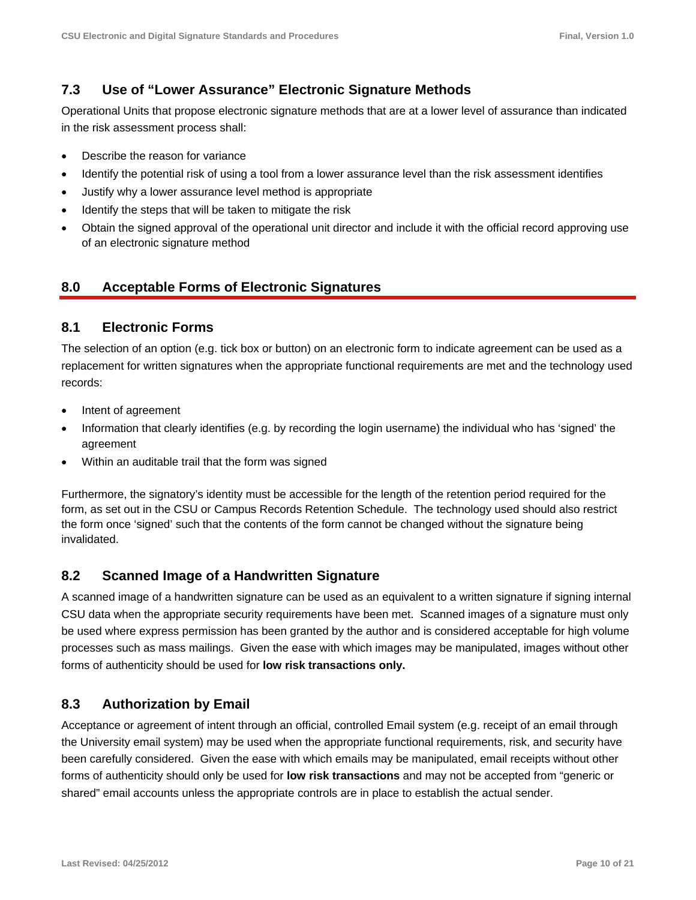### 7.3 Use of “Lower Assurance” Electronic Signature Methods

Operational Units that propose electronic signature methods that are at a lower level of assurance than indicated in the risk assessment process shall:

- Describe the reason for variance
- Identify the potential risk of using a tool from a lower assurance level than the risk assessment identifies
- Justify why a lower assurance level method is appropriate
- Identify the steps that will be taken to mitigate the risk
- Obtain the signed approval of the operational unit director and include it with the official record approving use of an electronic signature method

## 8.0 Acceptable Forms of Electronic Signatures

### 8.1 Electronic Forms

The selection of an option (e.g. tick box or button) on an electronic form to indicate agreement can be used as a replacement for written signatures when the appropriate functional requirements are met and the technology used records:

- Intent of agreement
- Information that clearly identifies (e.g. by recording the login username) the individual who has ‘signed’ the agreement
- Within an auditable trail that the form was signed

Furthermore, the signatory’s identity must be accessible for the length of the retention period required for the form, as set out in the CSU or Campus Records Retention Schedule. The technology used should also restrict the form once ‘signed’ such that the contents of the form cannot be changed without the signature being invalidated.

### 8.2 Scanned Image of a Handwritten Signature

A scanned image of a handwritten signature can be used as an equivalent to a written signature if signing internal CSU data when the appropriate security requirements have been met. Scanned images of a signature must only be used where express permission has been granted by the author and is considered acceptable for high volume processes such as mass mailings. Given the ease with which images may be manipulated, images without other forms of authenticity should be used for **low risk transactions only.**

### 8.3 Authorization by Email

Acceptance or agreement of intent through an official, controlled Email system (e.g. receipt of an email through the University email system) may be used when the appropriate functional requirements, risk, and security have been carefully considered. Given the ease with which emails may be manipulated, email receipts without other forms of authenticity should only be used for **low risk transactions** and may not be accepted from “generic or shared” email accounts unless the appropriate controls are in place to establish the actual sender.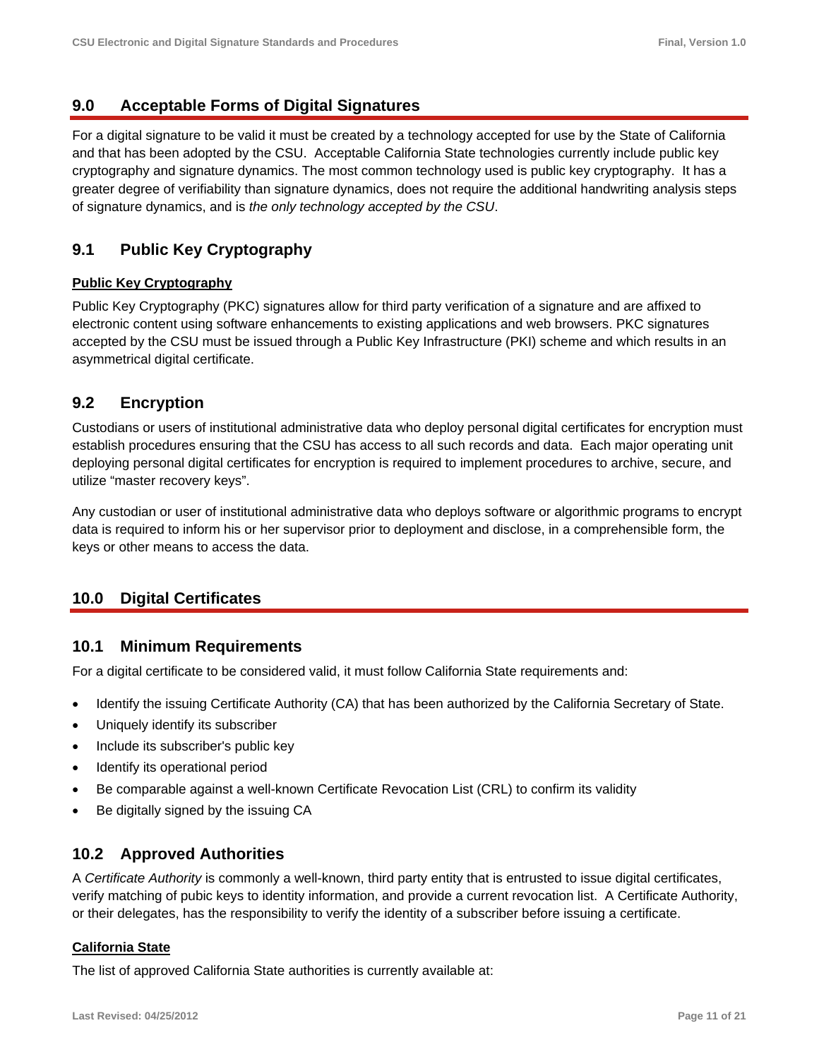## 9.0 Acceptable Forms of Digital Signatures

For a digital signature to be valid it must be created by a technology accepted for use by the State of California and that has been adopted by the CSU. Acceptable California State technologies currently include public key cryptography and signature dynamics. The most common technology used is public key cryptography. It has a greater degree of verifiability than signature dynamics, does not require the additional handwriting analysis steps of signature dynamics, and is *the only technology accepted by the CSU*.

### 9.1 Public Key Cryptography

**Public Key Cryptography**

Public Key Cryptography (PKC) signatures allow for third party verification of a signature and are affixed to electronic content using software enhancements to existing applications and web browsers. PKC signatures accepted by the CSU must be issued through a Public Key Infrastructure (PKI) scheme and which results in an asymmetrical digital certificate.

### 9.2 Encryption

Custodians or users of institutional administrative data who deploy personal digital certificates for encryption must establish procedures ensuring that the CSU has access to all such records and data. Each major operating unit deploying personal digital certificates for encryption is required to implement procedures to archive, secure, and utilize “master recovery keys”.

Any custodian or user of institutional administrative data who deploys software or algorithmic programs to encrypt data is required to inform his or her supervisor prior to deployment and disclose, in a comprehensible form, the keys or other means to access the data.

## 10.0 Digital Certificates

### 10.1 Minimum Requirements

For a digital certificate to be considered valid, it must follow California State requirements and:

- Identify the issuing Certificate Authority (CA) that has been authorized by the California Secretary of State.
- Uniquely identify its subscriber
- Include its subscriber's public key
- Identify its operational period
- Be comparable against a well-known Certificate Revocation List (CRL) to confirm its validity
- Be digitally signed by the issuing CA

### 10.2 Approved Authorities

A *Certificate Authority* is commonly a well-known, third party entity that is entrusted to issue digital certificates, verify matching of pubic keys to identity information, and provide a current revocation list. A Certificate Authority, or their delegates, has the responsibility to verify the identity of a subscriber before issuing a certificate.

**California State**

The list of approved California State authorities is currently available at: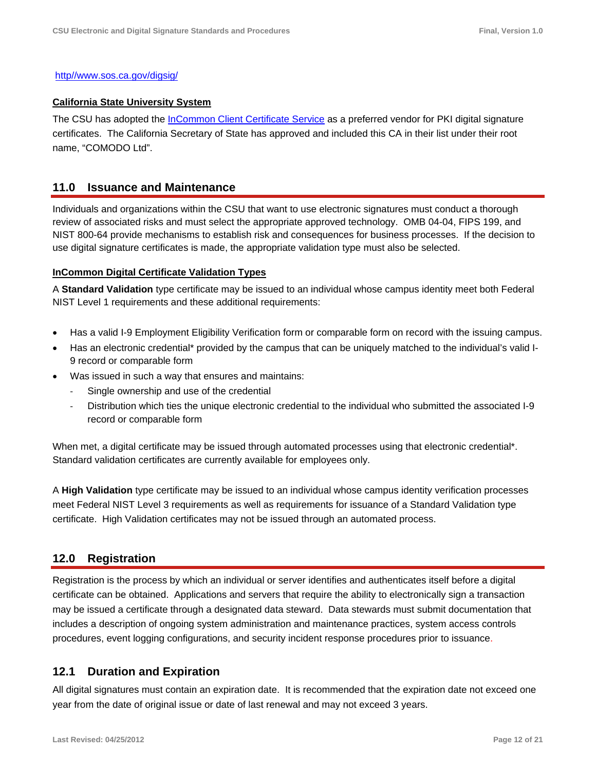[http//www.sos.ca.gov/digsig/](http//www.sos.ca.gov/digsig/)

**California State University System**

The CSU has adopted the [InCommon Client Certificate Service](#) as a preferred vendor for PKI digital signature certificates. The California Secretary of State has approved and included this CA in their list under their root name, "COMODO Ltd".

## 11.0 Issuance and Maintenance

Individuals and organizations within the CSU that want to use electronic signatures must conduct a thorough review of associated risks and must select the appropriate approved technology. OMB 04-04, FIPS 199, and NIST 800-64 provide mechanisms to establish risk and consequences for business processes. If the decision to use digital signature certificates is made, the appropriate validation type must also be selected.

**InCommon Digital Certificate Validation Types**

A **Standard Validation** type certificate may be issued to an individual whose campus identity meet both Federal NIST Level 1 requirements and these additional requirements:

- Has a valid I-9 Employment Eligibility Verification form or comparable form on record with the issuing campus.
- Has an electronic credential* provided by the campus that can be uniquely matched to the individual's valid I-9 record or comparable form
- Was issued in such a way that ensures and maintains:
  - Single ownership and use of the credential
  - Distribution which ties the unique electronic credential to the individual who submitted the associated I-9 record or comparable form

When met, a digital certificate may be issued through automated processes using that electronic credential*. Standard validation certificates are currently available for employees only.

A **High Validation** type certificate may be issued to an individual whose campus identity verification processes meet Federal NIST Level 3 requirements as well as requirements for issuance of a Standard Validation type certificate. High Validation certificates may not be issued through an automated process.

## 12.0 Registration

Registration is the process by which an individual or server identifies and authenticates itself before a digital certificate can be obtained. Applications and servers that require the ability to electronically sign a transaction may be issued a certificate through a designated data steward. Data stewards must submit documentation that includes a description of ongoing system administration and maintenance practices, system access controls procedures, event logging configurations, and security incident response procedures prior to issuance.

## 12.1 Duration and Expiration

All digital signatures must contain an expiration date. It is recommended that the expiration date not exceed one year from the date of original issue or date of last renewal and may not exceed 3 years.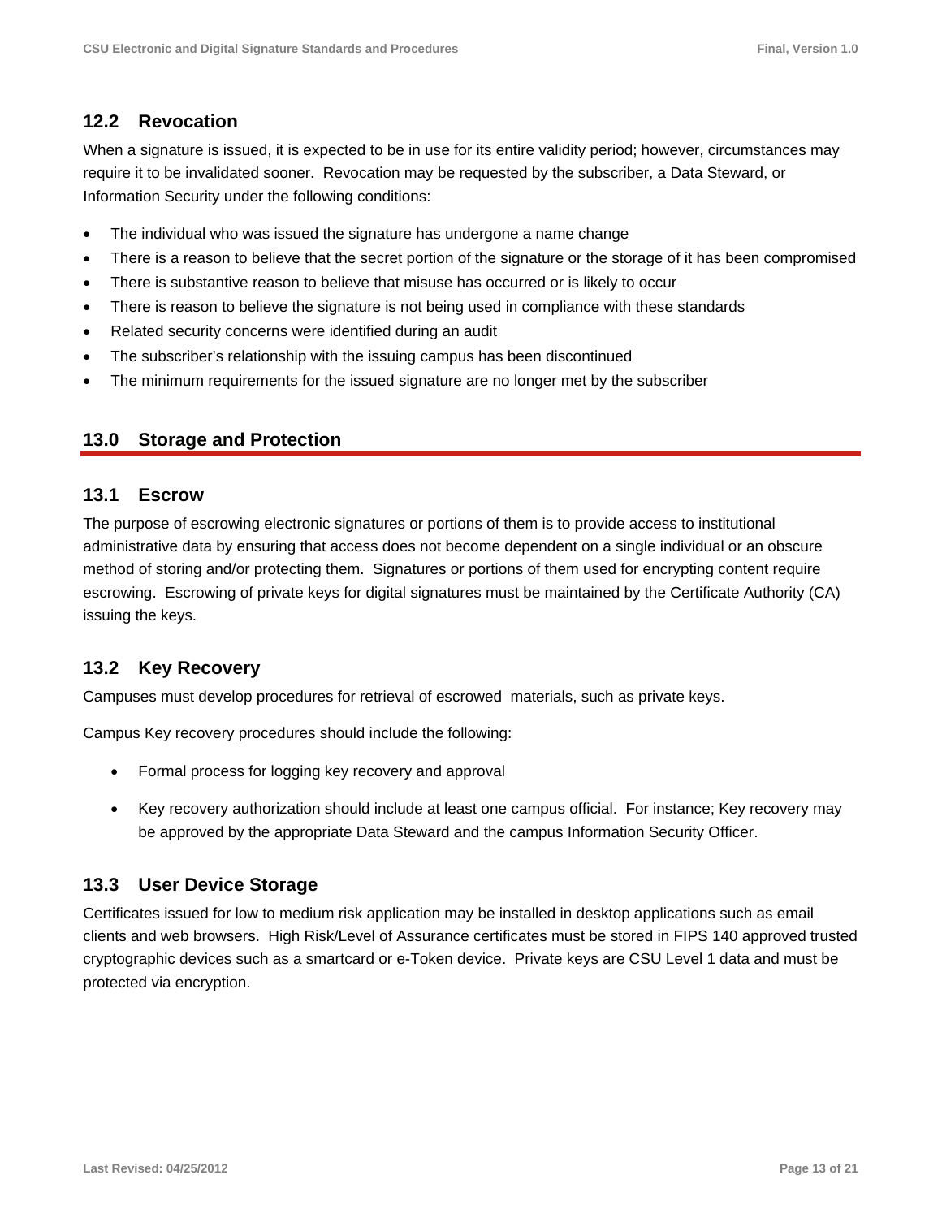### 12.2 Revocation

When a signature is issued, it is expected to be in use for its entire validity period; however, circumstances may require it to be invalidated sooner. Revocation may be requested by the subscriber, a Data Steward, or Information Security under the following conditions:

- The individual who was issued the signature has undergone a name change
- There is a reason to believe that the secret portion of the signature or the storage of it has been compromised
- There is substantive reason to believe that misuse has occurred or is likely to occur
- There is reason to believe the signature is not being used in compliance with these standards
- Related security concerns were identified during an audit
- The subscriber's relationship with the issuing campus has been discontinued
- The minimum requirements for the issued signature are no longer met by the subscriber

## 13.0 Storage and Protection

### 13.1 Escrow

The purpose of escrowing electronic signatures or portions of them is to provide access to institutional administrative data by ensuring that access does not become dependent on a single individual or an obscure method of storing and/or protecting them. Signatures or portions of them used for encrypting content require escrowing. Escrowing of private keys for digital signatures must be maintained by the Certificate Authority (CA) issuing the keys.

### 13.2 Key Recovery

Campuses must develop procedures for retrieval of escrowed materials, such as private keys.

Campus Key recovery procedures should include the following:

- Formal process for logging key recovery and approval
- Key recovery authorization should include at least one campus official. For instance; Key recovery may be approved by the appropriate Data Steward and the campus Information Security Officer.

### 13.3 User Device Storage

Certificates issued for low to medium risk application may be installed in desktop applications such as email clients and web browsers. High Risk/Level of Assurance certificates must be stored in FIPS 140 approved trusted cryptographic devices such as a smartcard or e-Token device. Private keys are CSU Level 1 data and must be protected via encryption.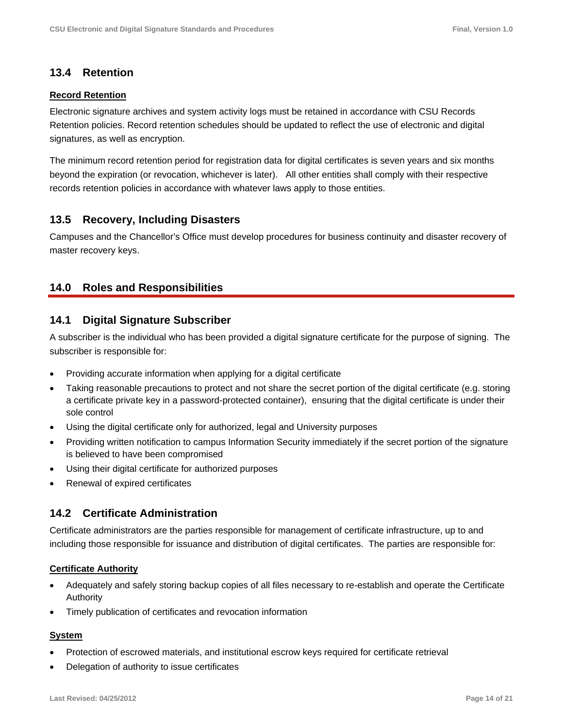## 13.4 Retention

**Record Retention**

Electronic signature archives and system activity logs must be retained in accordance with CSU Records Retention policies. Record retention schedules should be updated to reflect the use of electronic and digital signatures, as well as encryption.

The minimum record retention period for registration data for digital certificates is seven years and six months beyond the expiration (or revocation, whichever is later). All other entities shall comply with their respective records retention policies in accordance with whatever laws apply to those entities.

## 13.5 Recovery, Including Disasters

Campuses and the Chancellor's Office must develop procedures for business continuity and disaster recovery of master recovery keys.

# 14.0 Roles and Responsibilities

## 14.1 Digital Signature Subscriber

A subscriber is the individual who has been provided a digital signature certificate for the purpose of signing. The subscriber is responsible for:

- Providing accurate information when applying for a digital certificate
- Taking reasonable precautions to protect and not share the secret portion of the digital certificate (e.g. storing a certificate private key in a password-protected container), ensuring that the digital certificate is under their sole control
- Using the digital certificate only for authorized, legal and University purposes
- Providing written notification to campus Information Security immediately if the secret portion of the signature is believed to have been compromised
- Using their digital certificate for authorized purposes
- Renewal of expired certificates

## 14.2 Certificate Administration

Certificate administrators are the parties responsible for management of certificate infrastructure, up to and including those responsible for issuance and distribution of digital certificates. The parties are responsible for:

**Certificate Authority**

- Adequately and safely storing backup copies of all files necessary to re-establish and operate the Certificate Authority
- Timely publication of certificates and revocation information

**System**

- Protection of escrowed materials, and institutional escrow keys required for certificate retrieval
- Delegation of authority to issue certificates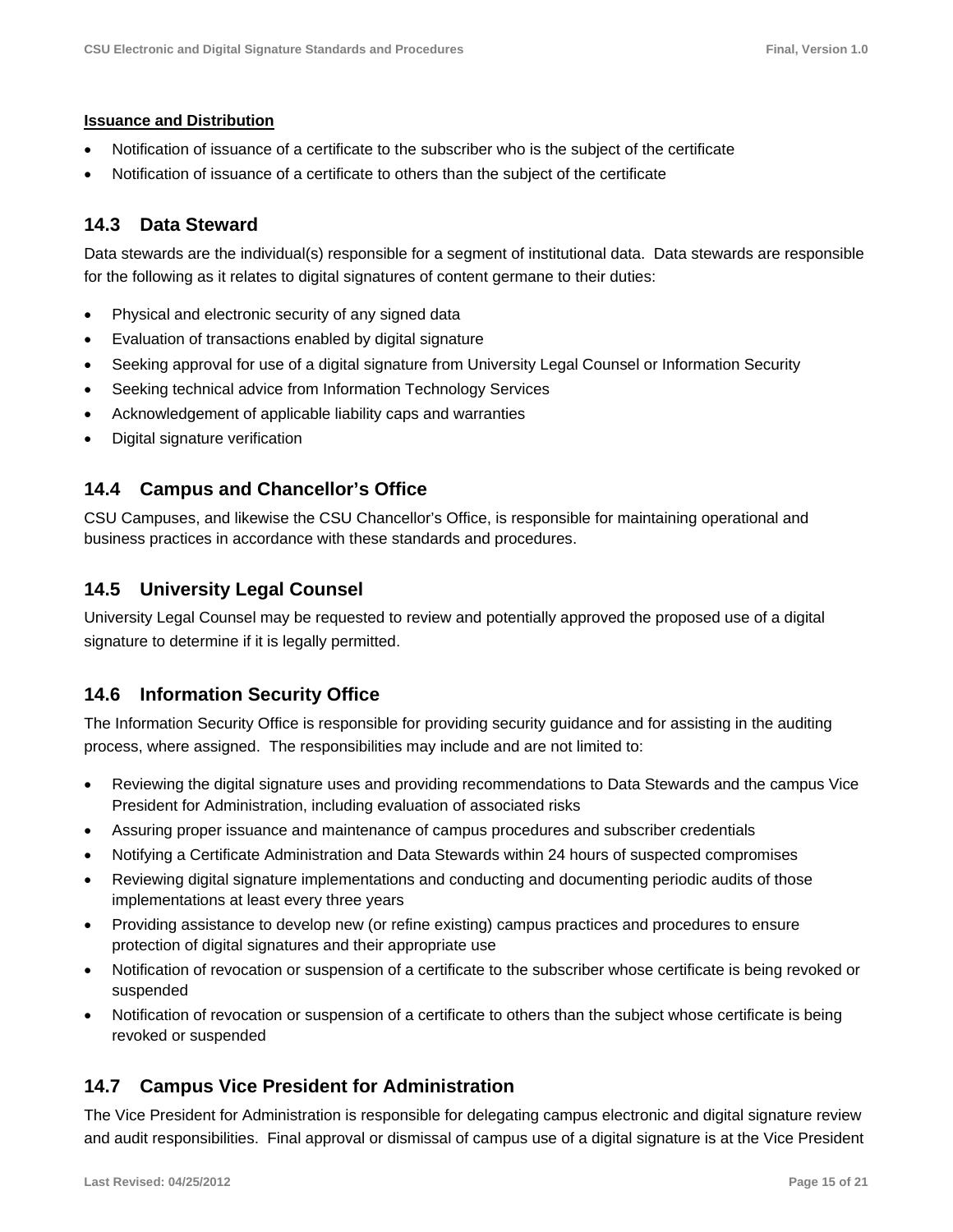**Issuance and Distribution**

- Notification of issuance of a certificate to the subscriber who is the subject of the certificate
- Notification of issuance of a certificate to others than the subject of the certificate

## 14.3 Data Steward

Data stewards are the individual(s) responsible for a segment of institutional data. Data stewards are responsible for the following as it relates to digital signatures of content germane to their duties:

- Physical and electronic security of any signed data
- Evaluation of transactions enabled by digital signature
- Seeking approval for use of a digital signature from University Legal Counsel or Information Security
- Seeking technical advice from Information Technology Services
- Acknowledgement of applicable liability caps and warranties
- Digital signature verification

## 14.4 Campus and Chancellor's Office

CSU Campuses, and likewise the CSU Chancellor's Office, is responsible for maintaining operational and business practices in accordance with these standards and procedures.

## 14.5 University Legal Counsel

University Legal Counsel may be requested to review and potentially approved the proposed use of a digital signature to determine if it is legally permitted.

## 14.6 Information Security Office

The Information Security Office is responsible for providing security guidance and for assisting in the auditing process, where assigned. The responsibilities may include and are not limited to:

- Reviewing the digital signature uses and providing recommendations to Data Stewards and the campus Vice President for Administration, including evaluation of associated risks
- Assuring proper issuance and maintenance of campus procedures and subscriber credentials
- Notifying a Certificate Administration and Data Stewards within 24 hours of suspected compromises
- Reviewing digital signature implementations and conducting and documenting periodic audits of those implementations at least every three years
- Providing assistance to develop new (or refine existing) campus practices and procedures to ensure protection of digital signatures and their appropriate use
- Notification of revocation or suspension of a certificate to the subscriber whose certificate is being revoked or suspended
- Notification of revocation or suspension of a certificate to others than the subject whose certificate is being revoked or suspended

## 14.7 Campus Vice President for Administration

The Vice President for Administration is responsible for delegating campus electronic and digital signature review and audit responsibilities. Final approval or dismissal of campus use of a digital signature is at the Vice President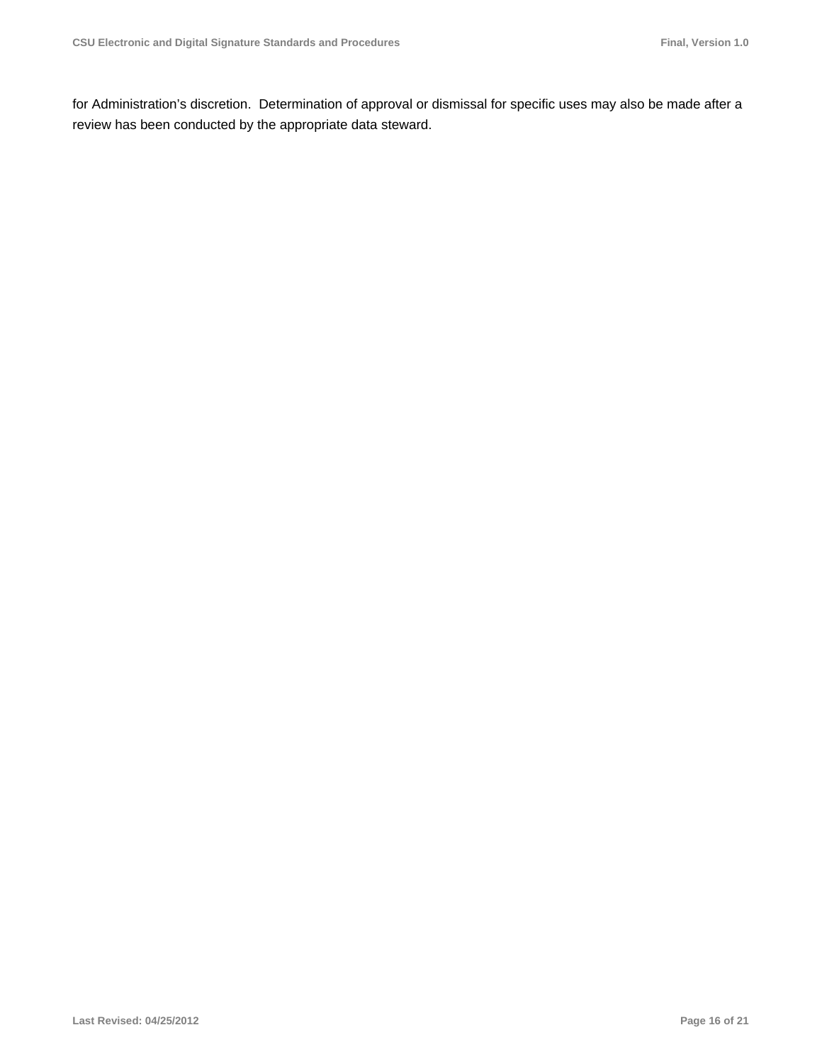for Administration's discretion. Determination of approval or dismissal for specific uses may also be made after a review has been conducted by the appropriate data steward.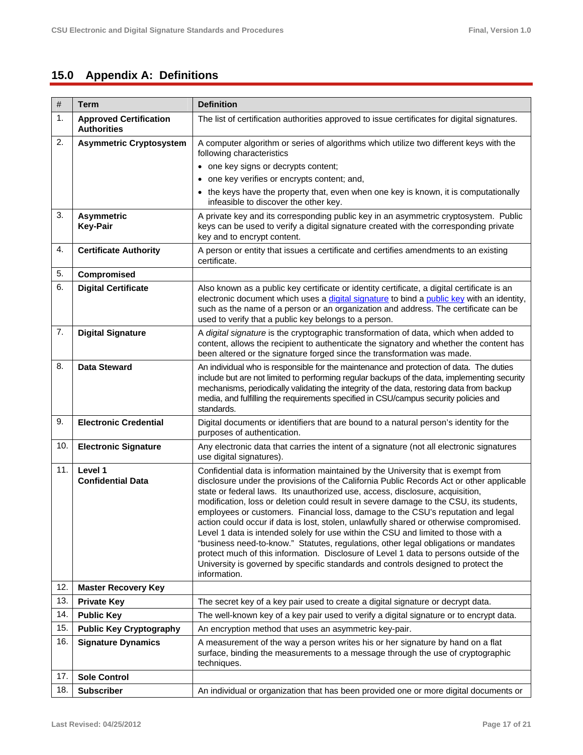## 15.0 Appendix A: Definitions

| # | Term | Definition |
|---|---|---|
| 1. | **Approved Certification Authorities** | The list of certification authorities approved to issue certificates for digital signatures. |
| 2. | **Asymmetric Cryptosystem** | A computer algorithm or series of algorithms which utilize two different keys with the following characteristics<br>• one key signs or decrypts content;<br>• one key verifies or encrypts content; and,<br>• the keys have the property that, even when one key is known, it is computationally infeasible to discover the other key. |
| 3. | **Asymmetric Key-Pair** | A private key and its corresponding public key in an asymmetric cryptosystem. Public keys can be used to verify a digital signature created with the corresponding private key and to encrypt content. |
| 4. | **Certificate Authority** | A person or entity that issues a certificate and certifies amendments to an existing certificate. |
| 5. | **Compromised** | |
| 6. | **Digital Certificate** | Also known as a public key certificate or identity certificate, a digital certificate is an electronic document which uses a digital signature to bind a public key with an identity, such as the name of a person or an organization and address. The certificate can be used to verify that a public key belongs to a person. |
| 7. | **Digital Signature** | A *digital signature* is the cryptographic transformation of data, which when added to content, allows the recipient to authenticate the signatory and whether the content has been altered or the signature forged since the transformation was made. |
| 8. | **Data Steward** | An individual who is responsible for the maintenance and protection of data. The duties include but are not limited to performing regular backups of the data, implementing security mechanisms, periodically validating the integrity of the data, restoring data from backup media, and fulfilling the requirements specified in CSU/campus security policies and standards. |
| 9. | **Electronic Credential** | Digital documents or identifiers that are bound to a natural person's identity for the purposes of authentication. |
| 10. | **Electronic Signature** | Any electronic data that carries the intent of a signature (not all electronic signatures use digital signatures). |
| 11. | **Level 1 Confidential Data** | Confidential data is information maintained by the University that is exempt from disclosure under the provisions of the California Public Records Act or other applicable state or federal laws. Its unauthorized use, access, disclosure, acquisition, modification, loss or deletion could result in severe damage to the CSU, its students, employees or customers. Financial loss, damage to the CSU's reputation and legal action could occur if data is lost, stolen, unlawfully shared or otherwise compromised. Level 1 data is intended solely for use within the CSU and limited to those with a "business need-to-know." Statutes, regulations, other legal obligations or mandates protect much of this information. Disclosure of Level 1 data to persons outside of the University is governed by specific standards and controls designed to protect the information. |
| 12. | **Master Recovery Key** | |
| 13. | **Private Key** | The secret key of a key pair used to create a digital signature or decrypt data. |
| 14. | **Public Key** | The well-known key of a key pair used to verify a digital signature or to encrypt data. |
| 15. | **Public Key Cryptography** | An encryption method that uses an asymmetric key-pair. |
| 16. | **Signature Dynamics** | A measurement of the way a person writes his or her signature by hand on a flat surface, binding the measurements to a message through the use of cryptographic techniques. |
| 17. | **Sole Control** | |
| 18. | **Subscriber** | An individual or organization that has been provided one or more digital documents or |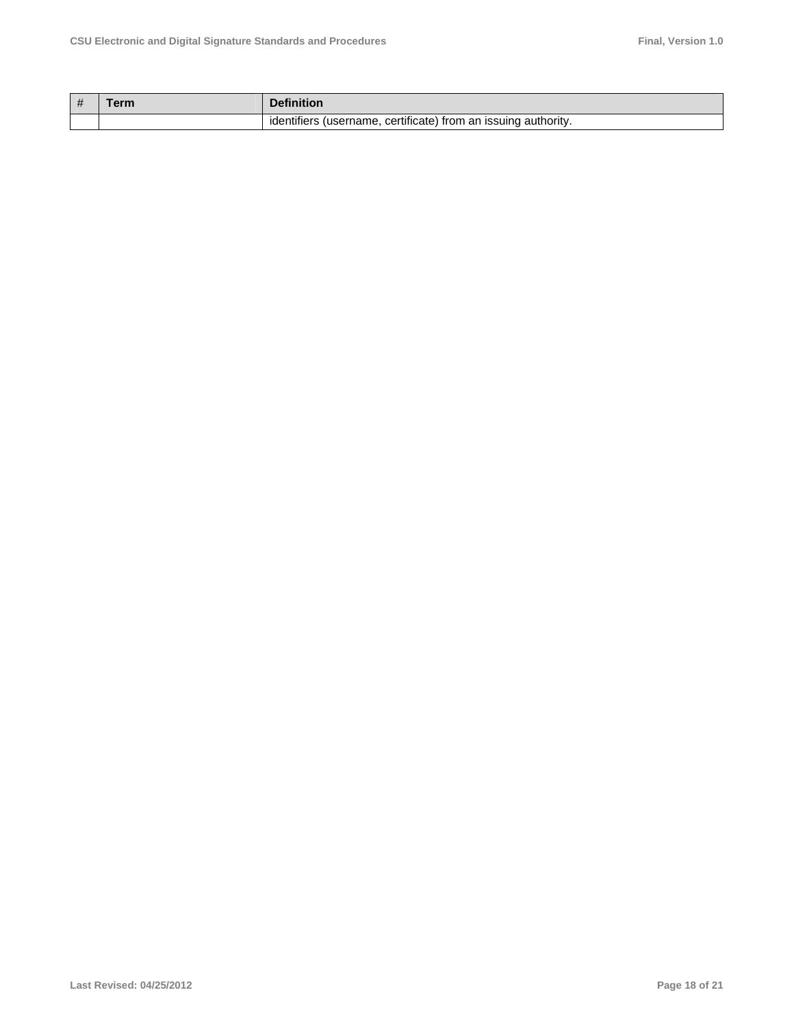| # | Term | Definition |
|---|---|---|
| | | identifiers (username, certificate) from an issuing authority. |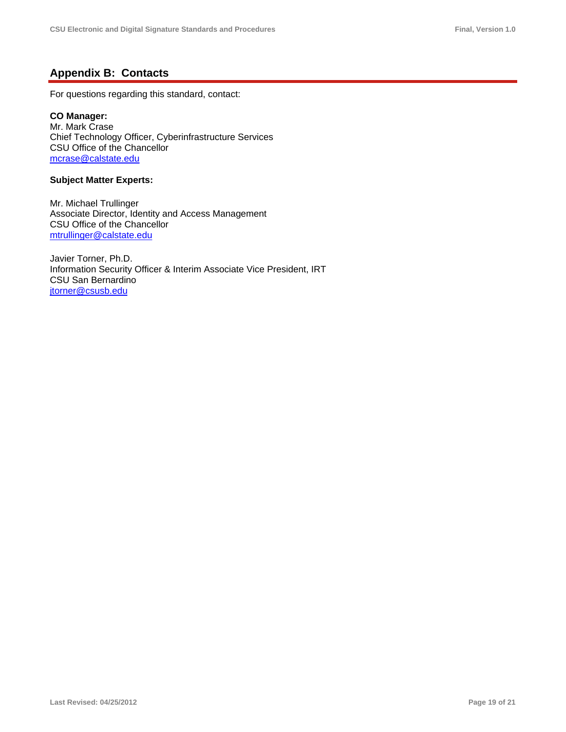## Appendix B: Contacts

For questions regarding this standard, contact:

**CO Manager:**
Mr. Mark Crase
Chief Technology Officer, Cyberinfrastructure Services
CSU Office of the Chancellor
mcrase@calstate.edu

**Subject Matter Experts:**

Mr. Michael Trullinger
Associate Director, Identity and Access Management
CSU Office of the Chancellor
mtrullinger@calstate.edu

Javier Torner, Ph.D.
Information Security Officer & Interim Associate Vice President, IRT
CSU San Bernardino
jtorner@csusb.edu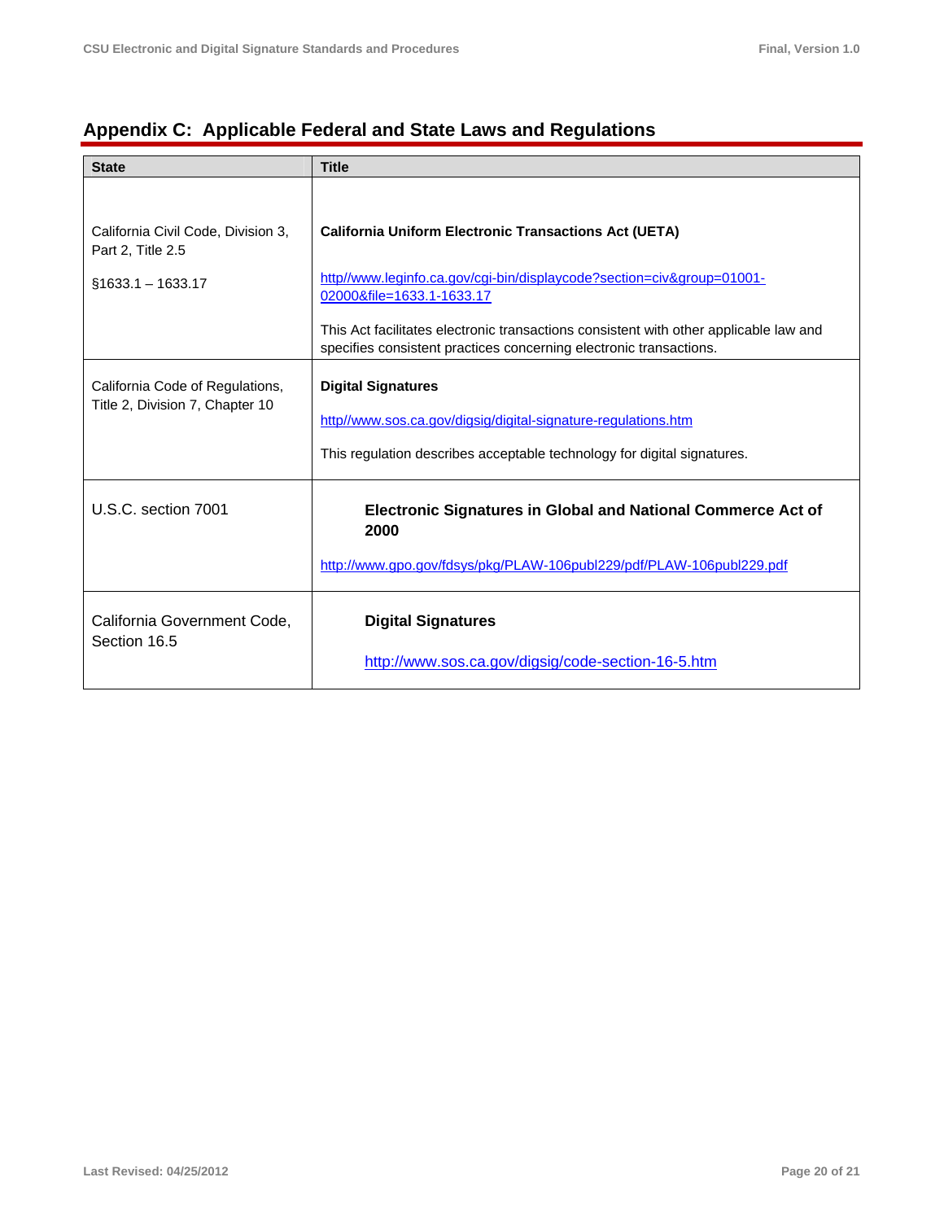## Appendix C: Applicable Federal and State Laws and Regulations

| State | Title |
|---|---|
| California Civil Code, Division 3, Part 2, Title 2.5<br><br>§1633.1 – 1633.17 | **California Uniform Electronic Transactions Act (UETA)**<br><br>http//www.leginfo.ca.gov/cgi-bin/displaycode?section=civ&group=01001-02000&file=1633.1-1633.17<br><br>This Act facilitates electronic transactions consistent with other applicable law and specifies consistent practices concerning electronic transactions. |
| California Code of Regulations, Title 2, Division 7, Chapter 10 | **Digital Signatures**<br><br>http//www.sos.ca.gov/digsig/digital-signature-regulations.htm<br><br>This regulation describes acceptable technology for digital signatures. |
| U.S.C. section 7001 | **Electronic Signatures in Global and National Commerce Act of 2000**<br><br>http://www.gpo.gov/fdsys/pkg/PLAW-106publ229/pdf/PLAW-106publ229.pdf |
| California Government Code, Section 16.5 | **Digital Signatures**<br><br>http://www.sos.ca.gov/digsig/code-section-16-5.htm |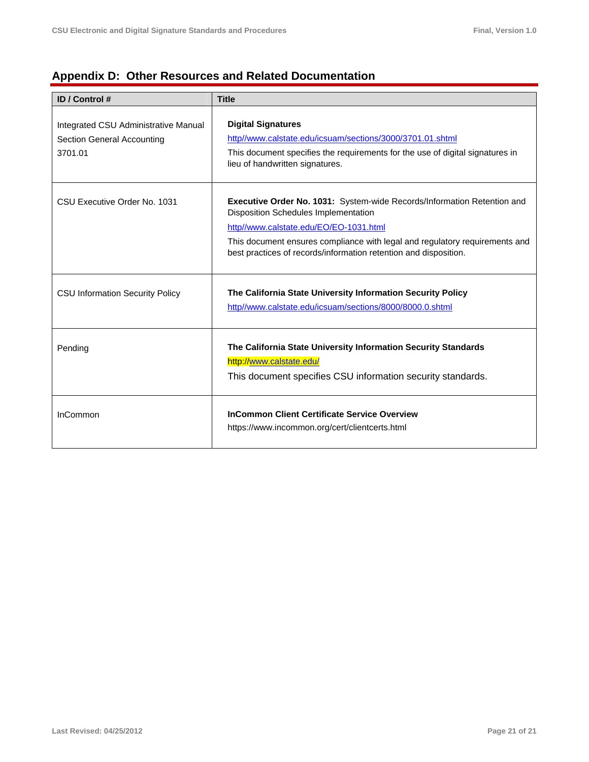## Appendix D: Other Resources and Related Documentation

| ID / Control # | Title |
|---|---|
| Integrated CSU Administrative Manual Section General Accounting 3701.01 | **Digital Signatures**<br>http//www.calstate.edu/icsuam/sections/3000/3701.01.shtml<br>This document specifies the requirements for the use of digital signatures in lieu of handwritten signatures. |
| CSU Executive Order No. 1031 | **Executive Order No. 1031:** System-wide Records/Information Retention and Disposition Schedules Implementation<br>http//www.calstate.edu/EO/EO-1031.html<br>This document ensures compliance with legal and regulatory requirements and best practices of records/information retention and disposition. |
| CSU Information Security Policy | **The California State University Information Security Policy**<br>http//www.calstate.edu/icsuam/sections/8000/8000.0.shtml |
| Pending | **The California State University Information Security Standards**<br>http://www.calstate.edu/<br>This document specifies CSU information security standards. |
| InCommon | **InCommon Client Certificate Service Overview**<br>https://www.incommon.org/cert/clientcerts.html |